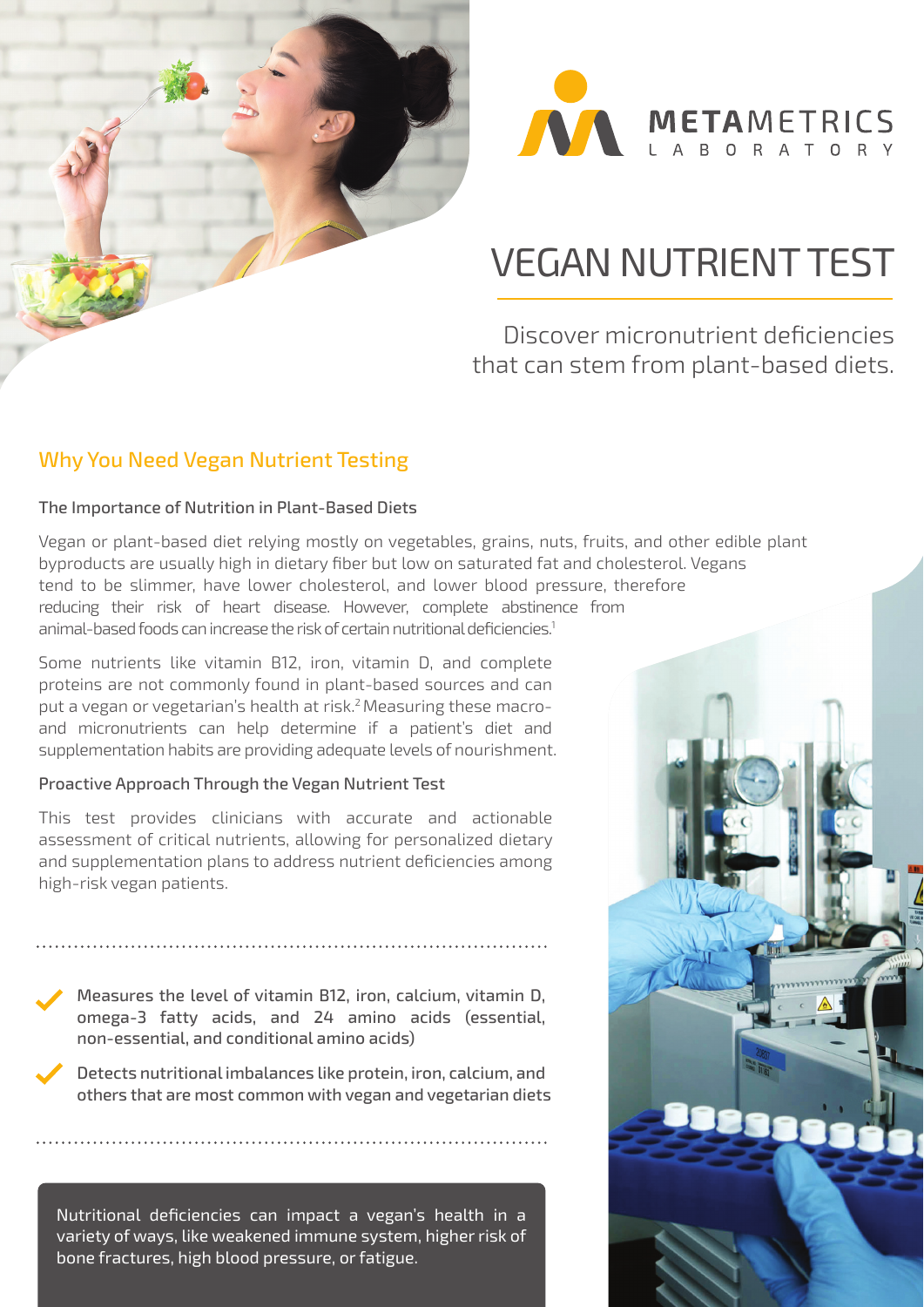METAMETRICS LABORATORY

# VEGAN NUTRIENT TEST

Discover micronutrient deficiencies that can stem from plant-based diets.

## Why You Need Vegan Nutrient Testing

### The Importance of Nutrition in Plant-Based Diets

Vegan or plant-based diet relying mostly on vegetables, grains, nuts, fruits, and other edible plant byproducts are usually high in dietary fiber but low on saturated fat and cholesterol. Vegans tend to be slimmer, have lower cholesterol, and lower blood pressure, therefore reducing their risk of heart disease. However, complete abstinence from animal-based foods can increase the risk of certain nutritional deficiencies.[1]

Some nutrients like vitamin B12, iron, vitamin D, and complete proteins are not commonly found in plant-based sources and can put a vegan or vegetarian's health at risk.[2] Measuring these macro- and micronutrients can help determine if a patient's diet and supplementation habits are providing adequate levels of nourishment.

### Proactive Approach Through the Vegan Nutrient Test

This test provides clinicians with accurate and actionable assessment of critical nutrients, allowing for personalized dietary and supplementation plans to address nutrient deficiencies among high-risk vegan patients.

- Measures the level of vitamin B12, iron, calcium, vitamin D, omega-3 fatty acids, and 24 amino acids (essential, non-essential, and conditional amino acids)
- Detects nutritional imbalances like protein, iron, calcium, and others that are most common with vegan and vegetarian diets

Nutritional deficiencies can impact a vegan's health in a variety of ways, like weakened immune system, higher risk of bone fractures, high blood pressure, or fatigue.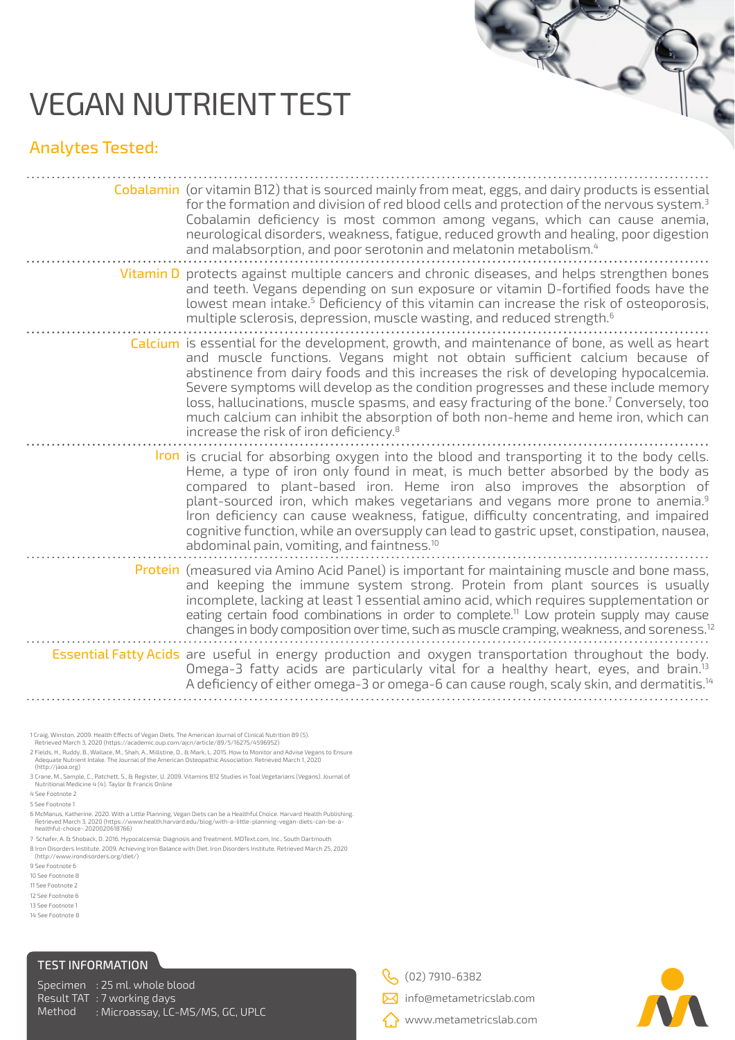# VEGAN NUTRIENT TEST

## Analytes Tested:

**Cobalamin** (or vitamin B12) that is sourced mainly from meat, eggs, and dairy products is essential for the formation and division of red blood cells and protection of the nervous system.[3] Cobalamin deficiency is most common among vegans, which can cause anemia, neurological disorders, weakness, fatigue, reduced growth and healing, poor digestion and malabsorption, and poor serotonin and melatonin metabolism.[4]

**Vitamin D** protects against multiple cancers and chronic diseases, and helps strengthen bones and teeth. Vegans depending on sun exposure or vitamin D-fortified foods have the lowest mean intake.[5] Deficiency of this vitamin can increase the risk of osteoporosis, multiple sclerosis, depression, muscle wasting, and reduced strength.[6]

**Calcium** is essential for the development, growth, and maintenance of bone, as well as heart and muscle functions. Vegans might not obtain sufficient calcium because of abstinence from dairy foods and this increases the risk of developing hypocalcemia. Severe symptoms will develop as the condition progresses and these include memory loss, hallucinations, muscle spasms, and easy fracturing of the bone.[7] Conversely, too much calcium can inhibit the absorption of both non-heme and heme iron, which can increase the risk of iron deficiency.[8]

**Iron** is crucial for absorbing oxygen into the blood and transporting it to the body cells. Heme, a type of iron only found in meat, is much better absorbed by the body as compared to plant-based iron. Heme iron also improves the absorption of plant-sourced iron, which makes vegetarians and vegans more prone to anemia.[9] Iron deficiency can cause weakness, fatigue, difficulty concentrating, and impaired cognitive function, while an oversupply can lead to gastric upset, constipation, nausea, abdominal pain, vomiting, and faintness.[10]

**Protein** (measured via Amino Acid Panel) is important for maintaining muscle and bone mass, and keeping the immune system strong. Protein from plant sources is usually incomplete, lacking at least 1 essential amino acid, which requires supplementation or eating certain food combinations in order to complete.[11] Low protein supply may cause changes in body composition over time, such as muscle cramping, weakness, and soreness.[12]

**Essential Fatty Acids** are useful in energy production and oxygen transportation throughout the body. Omega-3 fatty acids are particularly vital for a healthy heart, eyes, and brain.[13] A deficiency of either omega-3 or omega-6 can cause rough, scaly skin, and dermatitis.[14]

1 Craig, Winston. 2009. Health Effects of Vegan Diets. The American Journal of Clinical Nutrition 89 (5). Retrieved March 3, 2020 (https://academic.oup.com/ajcn/article/89/5/1627S/4596952)
2 Fields, H., Ruddy, B., Wallace, M., Shah, A., Millstine, D., & Mark, L. 2015. How to Monitor and Advise Vegans to Ensure Adequate Nutrient Intake. The Journal of the American Osteopathic Association. Retrieved March 1, 2020 (http://jaoa.org)
3 Crane, M., Sample, C., Patchett, S., & Register, U. 2009. Vitamins B12 Studies in Toal Vegetarians (Vegans). Journal of Nutritional Medicine 4 (4). Taylor & Francis Online
4 See Footnote 2
5 See Footnote 1
6 McManus, Katherine. 2020. With a Little Planning, Vegan Diets can be a Healthful Choice. Harvard Health Publishing. Retrieved March 3, 2020 (https://www.health.harvard.edu/blog/with-a-little-planning-vegan-diets-can-be-a-healthful-choice- 2020020618766)
7 Schafer, A. & Shoback, D. 2016. Hypocalcemia: Diagnosis and Treatment. MDText.com, Inc., South Dartmouth
8 Iron Disorders Institute. 2009. Achieving Iron Balance with Diet. Iron Disorders Institute. Retrieved March 25, 2020 (http://www.irondisorders.org/diet/)
9 See Footnote 6
10 See Footnote 8
11 See Footnote 2
12 See Footnote 6
13 See Footnote 1
14 See Footnote 8

### TEST INFORMATION

Specimen : 25 ml. whole blood
Result TAT : 7 working days
Method : Microassay, LC-MS/MS, GC, UPLC

(02) 7910-6382
info@metametricslab.com
www.metametricslab.com